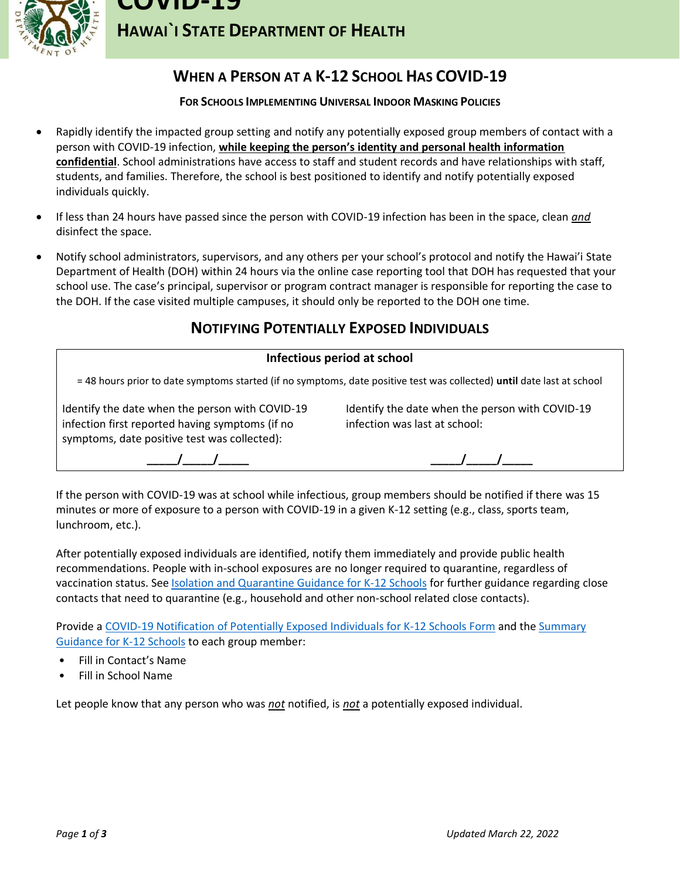# COVID-19

## Hawai`i State Department of Health

## When a Person at a K-12 School Has COVID-19

### For Schools Implementing Universal Indoor Masking Policies

- Rapidly identify the impacted group setting and notify any potentially exposed group members of contact with a person with COVID-19 infection, **while keeping the person's identity and personal health information confidential**. School administrations have access to staff and student records and have relationships with staff, students, and families. Therefore, the school is best positioned to identify and notify potentially exposed individuals quickly.
- If less than 24 hours have passed since the person with COVID-19 infection has been in the space, clean ***and*** disinfect the space.
- Notify school administrators, supervisors, and any others per your school's protocol and notify the Hawai'i State Department of Health (DOH) within 24 hours via the online case reporting tool that DOH has requested that your school use. The case's principal, supervisor or program contract manager is responsible for reporting the case to the DOH. If the case visited multiple campuses, it should only be reported to the DOH one time.

## Notifying Potentially Exposed Individuals

**Infectious period at school**

= 48 hours prior to date symptoms started (if no symptoms, date positive test was collected) **until** date last at school

| Identify the date when the person with COVID-19 infection first reported having symptoms (if no symptoms, date positive test was collected): | Identify the date when the person with COVID-19 infection was last at school: |
|---|---|
| \_\_\_\_\_/\_\_\_\_\_/\_\_\_\_\_ | \_\_\_\_\_/\_\_\_\_\_/\_\_\_\_\_ |

If the person with COVID-19 was at school while infectious, group members should be notified if there was 15 minutes or more of exposure to a person with COVID-19 in a given K-12 setting (e.g., class, sports team, lunchroom, etc.).

After potentially exposed individuals are identified, notify them immediately and provide public health recommendations. People with in-school exposures are no longer required to quarantine, regardless of vaccination status. See Isolation and Quarantine Guidance for K-12 Schools for further guidance regarding close contacts that need to quarantine (e.g., household and other non-school related close contacts).

Provide a COVID-19 Notification of Potentially Exposed Individuals for K-12 Schools Form and the Summary Guidance for K-12 Schools to each group member:

- Fill in Contact's Name
- Fill in School Name

Let people know that any person who was ***not*** notified, is ***not*** a potentially exposed individual.

*Updated March 22, 2022*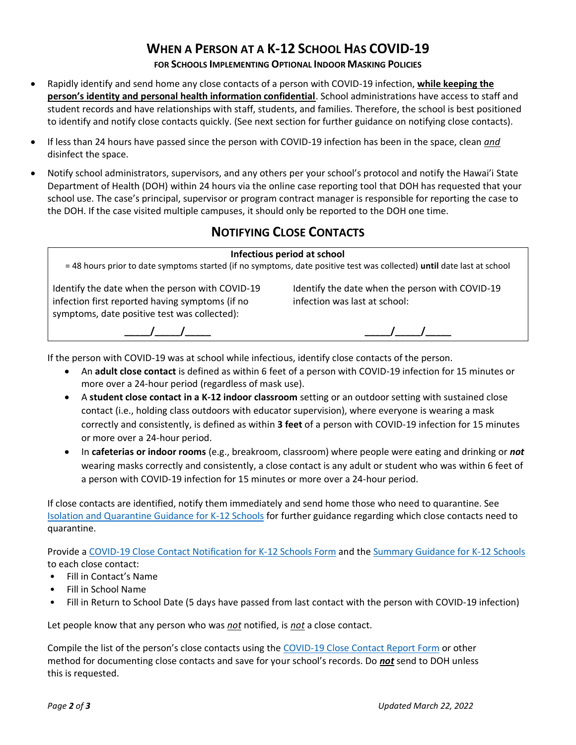# When a Person at a K-12 School Has COVID-19

**For Schools Implementing Optional Indoor Masking Policies**

- Rapidly identify and send home any close contacts of a person with COVID-19 infection, **while keeping the person's identity and personal health information confidential**. School administrations have access to staff and student records and have relationships with staff, students, and families. Therefore, the school is best positioned to identify and notify close contacts quickly. (See next section for further guidance on notifying close contacts).
- If less than 24 hours have passed since the person with COVID-19 infection has been in the space, clean *and* disinfect the space.
- Notify school administrators, supervisors, and any others per your school's protocol and notify the Hawai'i State Department of Health (DOH) within 24 hours via the online case reporting tool that DOH has requested that your school use. The case's principal, supervisor or program contract manager is responsible for reporting the case to the DOH. If the case visited multiple campuses, it should only be reported to the DOH one time.

## Notifying Close Contacts

**Infectious period at school**

= 48 hours prior to date symptoms started (if no symptoms, date positive test was collected) **until** date last at school

| Identify the date when the person with COVID-19 infection first reported having symptoms (if no symptoms, date positive test was collected): | Identify the date when the person with COVID-19 infection was last at school: |
|---|---|
| ____/____/____ | ____/____/____ |

If the person with COVID-19 was at school while infectious, identify close contacts of the person.

- An **adult close contact** is defined as within 6 feet of a person with COVID-19 infection for 15 minutes or more over a 24-hour period (regardless of mask use).
- A **student close contact in a K-12 indoor classroom** setting or an outdoor setting with sustained close contact (i.e., holding class outdoors with educator supervision), where everyone is wearing a mask correctly and consistently, is defined as within **3 feet** of a person with COVID-19 infection for 15 minutes or more over a 24-hour period.
- In **cafeterias or indoor rooms** (e.g., breakroom, classroom) where people were eating and drinking or ***not*** wearing masks correctly and consistently, a close contact is any adult or student who was within 6 feet of a person with COVID-19 infection for 15 minutes or more over a 24-hour period.

If close contacts are identified, notify them immediately and send home those who need to quarantine. See Isolation and Quarantine Guidance for K-12 Schools for further guidance regarding which close contacts need to quarantine.

Provide a COVID-19 Close Contact Notification for K-12 Schools Form and the Summary Guidance for K-12 Schools to each close contact:

- Fill in Contact's Name
- Fill in School Name
- Fill in Return to School Date (5 days have passed from last contact with the person with COVID-19 infection)

Let people know that any person who was *not* notified, is *not* a close contact.

Compile the list of the person's close contacts using the COVID-19 Close Contact Report Form or other method for documenting close contacts and save for your school's records. Do ***not*** send to DOH unless this is requested.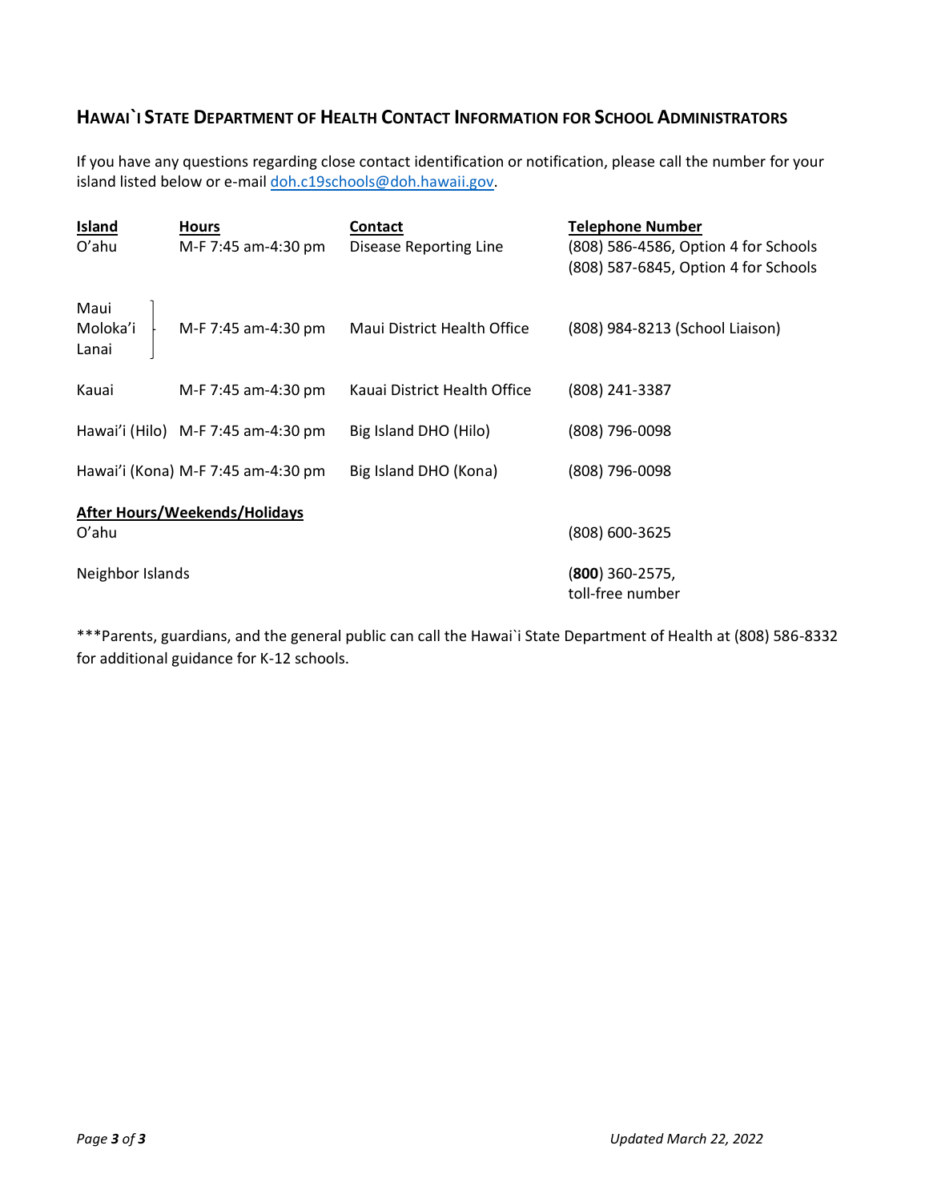## HAWAI`I STATE DEPARTMENT OF HEALTH CONTACT INFORMATION FOR SCHOOL ADMINISTRATORS

If you have any questions regarding close contact identification or notification, please call the number for your island listed below or e-mail doh.c19schools@doh.hawaii.gov.

| Island | Hours | Contact | Telephone Number |
|---|---|---|---|
| O'ahu | M-F 7:45 am-4:30 pm | Disease Reporting Line | (808) 586-4586, Option 4 for Schools<br>(808) 587-6845, Option 4 for Schools |
| Maui<br>Moloka'i<br>Lanai | M-F 7:45 am-4:30 pm | Maui District Health Office | (808) 984-8213 (School Liaison) |
| Kauai | M-F 7:45 am-4:30 pm | Kauai District Health Office | (808) 241-3387 |
| Hawai'i (Hilo) | M-F 7:45 am-4:30 pm | Big Island DHO (Hilo) | (808) 796-0098 |
| Hawai'i (Kona) | M-F 7:45 am-4:30 pm | Big Island DHO (Kona) | (808) 796-0098 |
| **After Hours/Weekends/Holidays** | | | |
| O'ahu | | | (808) 600-3625 |
| Neighbor Islands | | | (**800**) 360-2575,<br>toll-free number |

***Parents, guardians, and the general public can call the Hawai`i State Department of Health at (808) 586-8332 for additional guidance for K-12 schools.

*Updated March 22, 2022*